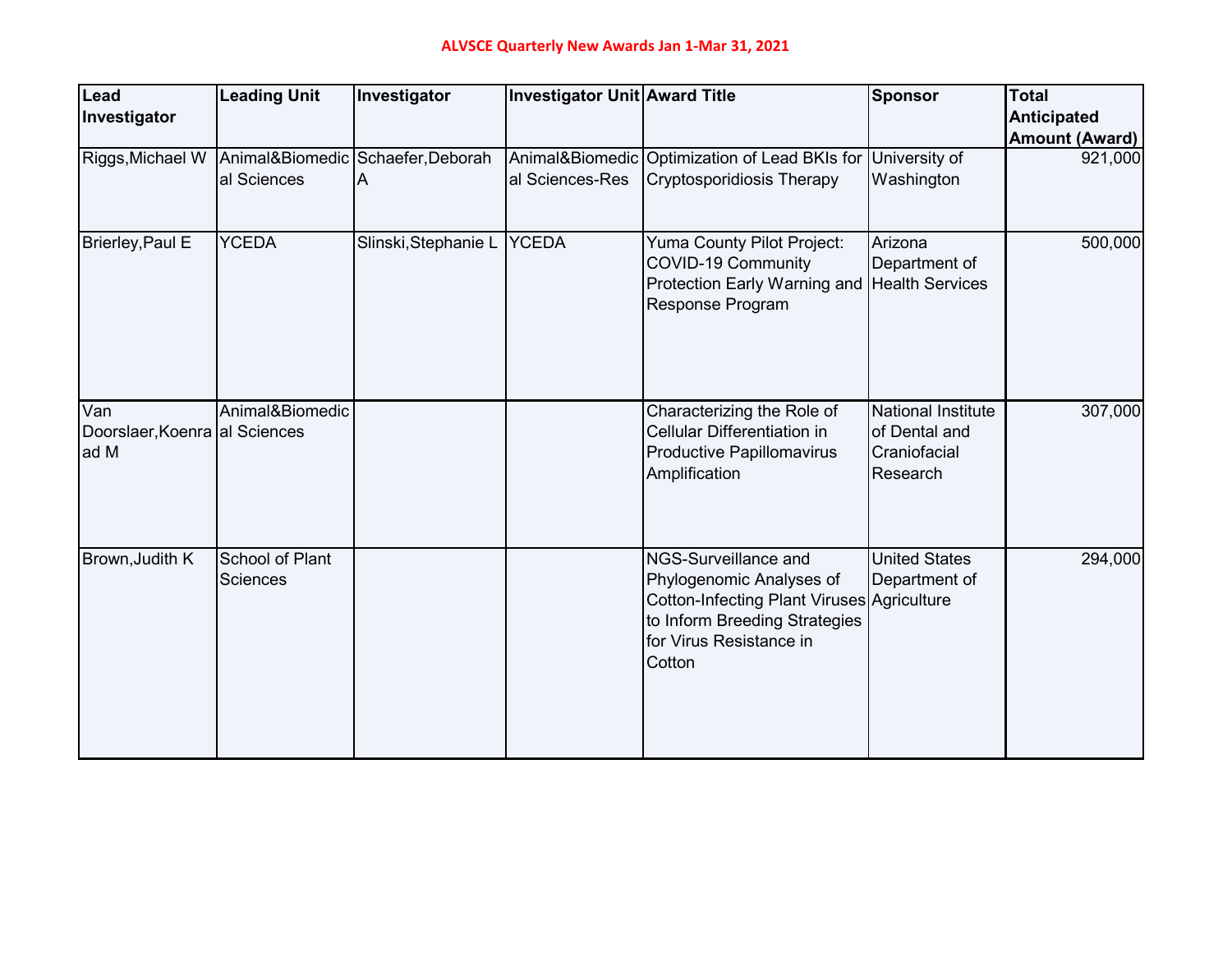# ALVSCE Quarterly New Awards Jan 1-Mar 31, 2021

| Lead Investigator | Leading Unit | Investigator | Investigator Unit | Award Title | Sponsor | Total Anticipated Amount (Award) |
|---|---|---|---|---|---|---|
| Riggs,Michael W | Animal&Biomedical Sciences | Schaefer,Deborah A | Animal&Biomedical Sciences-Res | Optimization of Lead BKIs for Cryptosporidiosis Therapy | University of Washington | 921,000 |
| Brierley,Paul E | YCEDA | Slinski,Stephanie L | YCEDA | Yuma County Pilot Project: COVID-19 Community Protection Early Warning and Response Program | Arizona Department of Health Services | 500,000 |
| Van Doorslaer,Koenraad M | Animal&Biomedical Sciences | | | Characterizing the Role of Cellular Differentiation in Productive Papillomavirus Amplification | National Institute of Dental and Craniofacial Research | 307,000 |
| Brown,Judith K | School of Plant Sciences | | | NGS-Surveillance and Phylogenomic Analyses of Cotton-Infecting Plant Viruses to Inform Breeding Strategies for Virus Resistance in Cotton | United States Department of Agriculture | 294,000 |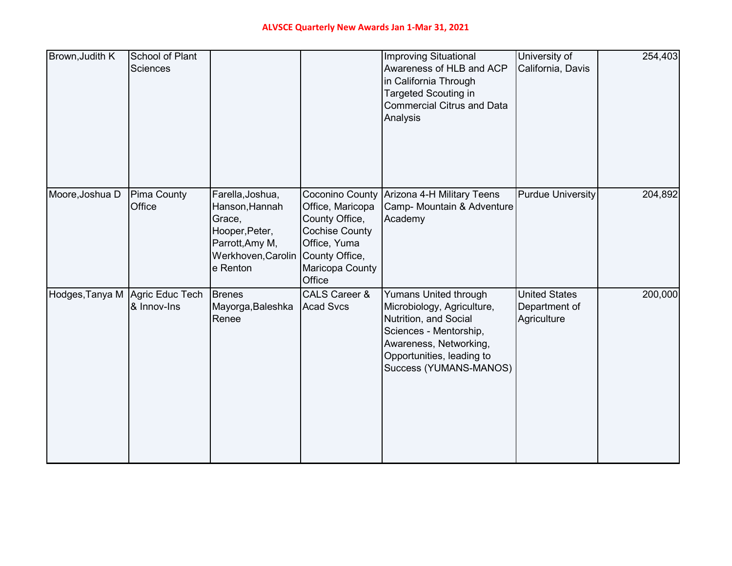ALVSCE Quarterly New Awards Jan 1-Mar 31, 2021

| | | | | | | |
|---|---|---|---|---|---|---|
| Brown,Judith K | School of Plant Sciences | | | Improving Situational Awareness of HLB and ACP in California Through Targeted Scouting in Commercial Citrus and Data Analysis | University of California, Davis | 254,403 |
| Moore,Joshua D | Pima County Office | Farella,Joshua, Hanson,Hannah Grace, Hooper,Peter, Parrott,Amy M, Werkhoven,Caroline Renton | Coconino County Office, Maricopa County Office, Cochise County Office, Yuma County Office, Maricopa County Office | Arizona 4-H Military Teens Camp- Mountain & Adventure Academy | Purdue University | 204,892 |
| Hodges,Tanya M | Agric Educ Tech & Innov-Ins | Brenes Mayorga,Baleshka Renee | CALS Career & Acad Svcs | Yumans United through Microbiology, Agriculture, Nutrition, and Social Sciences - Mentorship, Awareness, Networking, Opportunities, leading to Success (YUMANS-MANOS) | United States Department of Agriculture | 200,000 |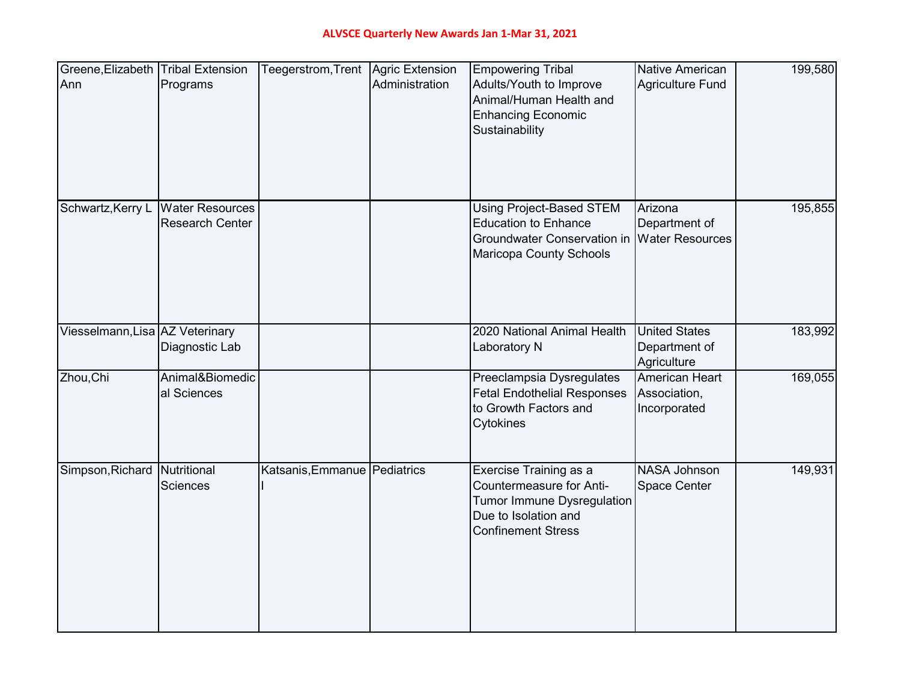# ALVSCE Quarterly New Awards Jan 1-Mar 31, 2021

| | | | | | | |
|---|---|---|---|---|---|---|
| Greene,Elizabeth Ann | Tribal Extension Programs | Teegerstrom,Trent | Agric Extension Administration | Empowering Tribal Adults/Youth to Improve Animal/Human Health and Enhancing Economic Sustainability | Native American Agriculture Fund | 199,580 |
| Schwartz,Kerry L | Water Resources Research Center | | | Using Project-Based STEM Education to Enhance Groundwater Conservation in Maricopa County Schools | Arizona Department of Water Resources | 195,855 |
| Viesselmann,Lisa | AZ Veterinary Diagnostic Lab | | | 2020 National Animal Health Laboratory N | United States Department of Agriculture | 183,992 |
| Zhou,Chi | Animal&Biomedical Sciences | | | Preeclampsia Dysregulates Fetal Endothelial Responses to Growth Factors and Cytokines | American Heart Association, Incorporated | 169,055 |
| Simpson,Richard | Nutritional Sciences | Katsanis,Emmanuel | Pediatrics | Exercise Training as a Countermeasure for Anti-Tumor Immune Dysregulation Due to Isolation and Confinement Stress | NASA Johnson Space Center | 149,931 |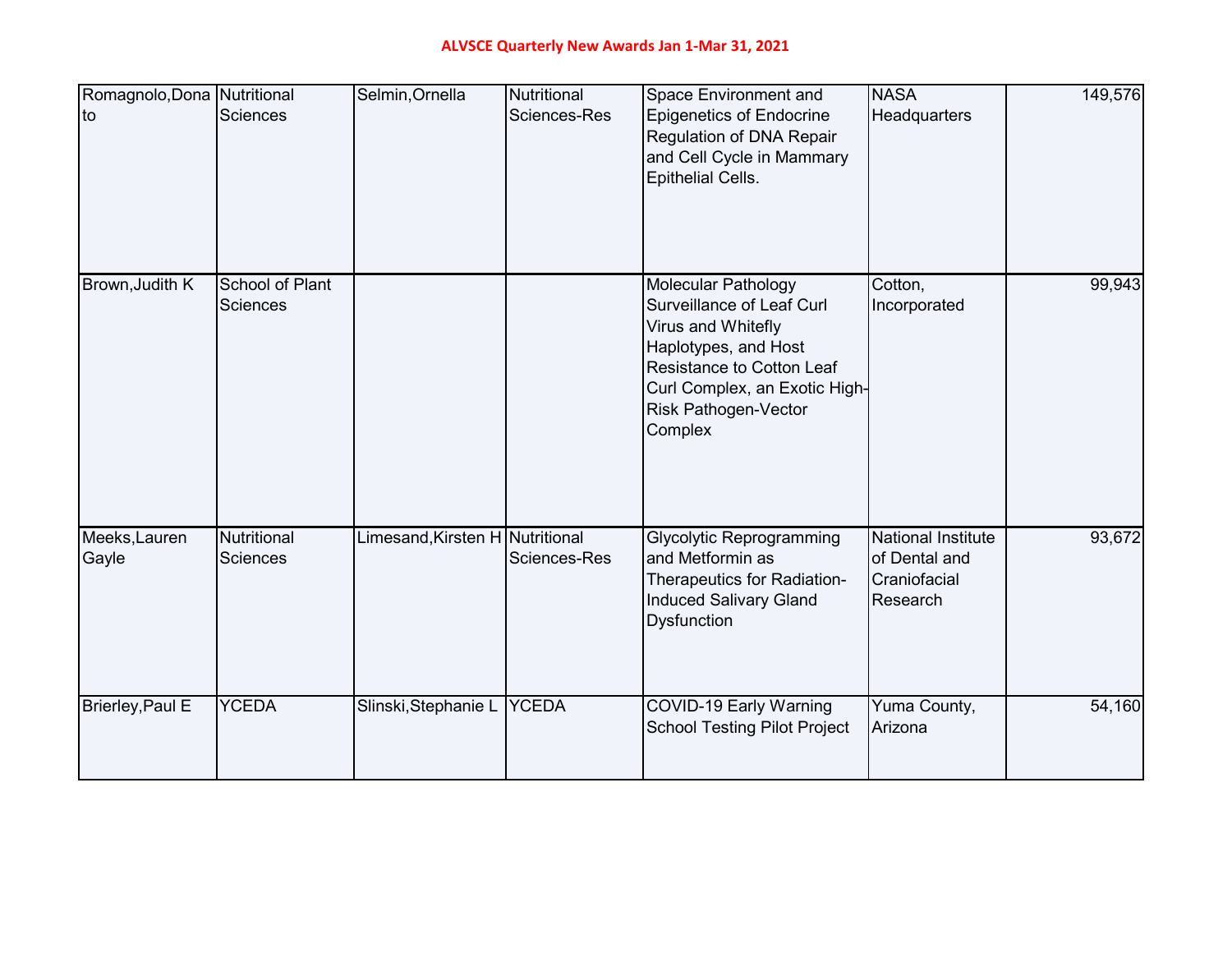ALVSCE Quarterly New Awards Jan 1-Mar 31, 2021

| | | | | | | |
|---|---|---|---|---|---|---|
| Romagnolo,Donato | Nutritional Sciences | Selmin,Ornella | Nutritional Sciences-Res | Space Environment and Epigenetics of Endocrine Regulation of DNA Repair and Cell Cycle in Mammary Epithelial Cells. | NASA Headquarters | 149,576 |
| Brown,Judith K | School of Plant Sciences | | | Molecular Pathology Surveillance of Leaf Curl Virus and Whitefly Haplotypes, and Host Resistance to Cotton Leaf Curl Complex, an Exotic High-Risk Pathogen-Vector Complex | Cotton, Incorporated | 99,943 |
| Meeks,Lauren Gayle | Nutritional Sciences | Limesand,Kirsten H | Nutritional Sciences-Res | Glycolytic Reprogramming and Metformin as Therapeutics for Radiation-Induced Salivary Gland Dysfunction | National Institute of Dental and Craniofacial Research | 93,672 |
| Brierley,Paul E | YCEDA | Slinski,Stephanie L | YCEDA | COVID-19 Early Warning School Testing Pilot Project | Yuma County, Arizona | 54,160 |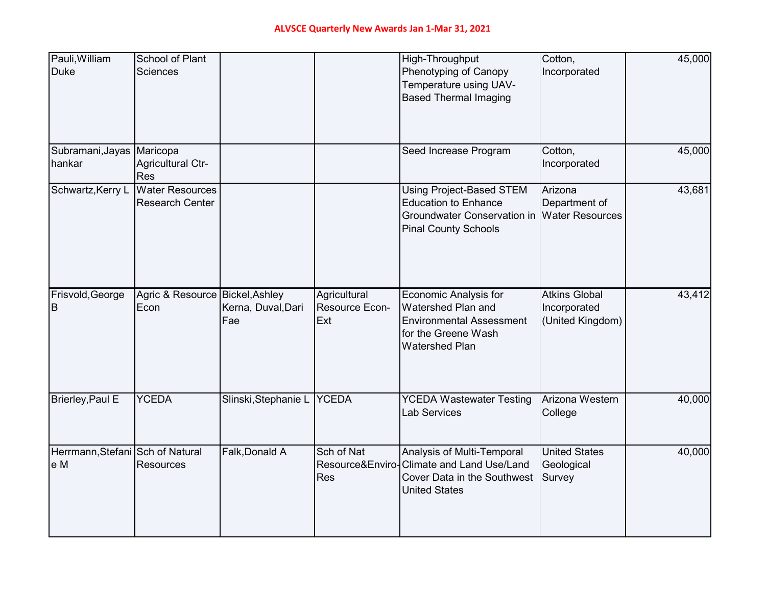ALVSCE Quarterly New Awards Jan 1-Mar 31, 2021

| | | | | | | |
|---|---|---|---|---|---|---|
| Pauli,William Duke | School of Plant Sciences | | | High-Throughput Phenotyping of Canopy Temperature using UAV-Based Thermal Imaging | Cotton, Incorporated | 45,000 |
| Subramani,Jayashankar | Maricopa Agricultural Ctr-Res | | | Seed Increase Program | Cotton, Incorporated | 45,000 |
| Schwartz,Kerry L | Water Resources Research Center | | | Using Project-Based STEM Education to Enhance Groundwater Conservation in Pinal County Schools | Arizona Department of Water Resources | 43,681 |
| Frisvold,George B | Agric & Resource Econ | Bickel,Ashley Kerna, Duval,Dari Fae | Agricultural Resource Econ-Ext | Economic Analysis for Watershed Plan and Environmental Assessment for the Greene Wash Watershed Plan | Atkins Global Incorporated (United Kingdom) | 43,412 |
| Brierley,Paul E | YCEDA | Slinski,Stephanie L | YCEDA | YCEDA Wastewater Testing Lab Services | Arizona Western College | 40,000 |
| Herrmann,Stefanie M | Sch of Natural Resources | Falk,Donald A | Sch of Nat Resource&Enviro-Res | Analysis of Multi-Temporal Climate and Land Use/Land Cover Data in the Southwest United States | United States Geological Survey | 40,000 |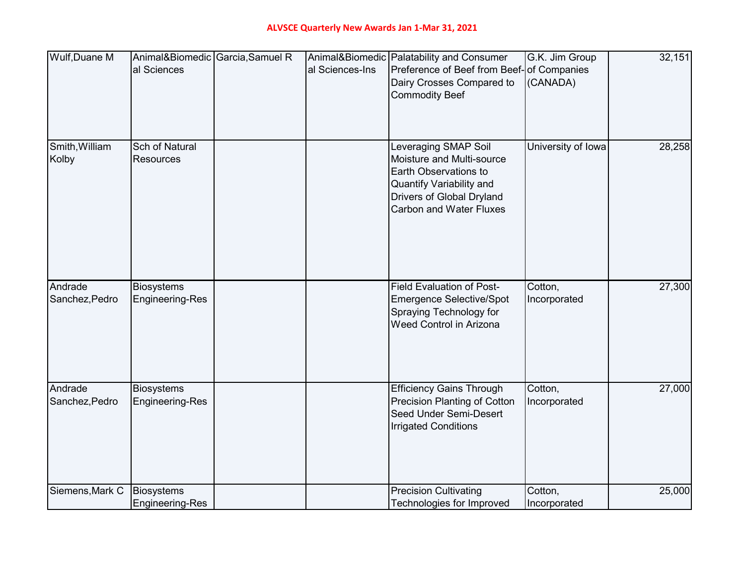ALVSCE Quarterly New Awards Jan 1-Mar 31, 2021

| | | | | | | |
|---|---|---|---|---|---|---|
| Wulf,Duane M | Animal&Biomedical Sciences | Garcia,Samuel R | Animal&Biomedical Sciences-Ins | Palatability and Consumer Preference of Beef from Beef-Dairy Crosses Compared to Commodity Beef | G.K. Jim Group of Companies (CANADA) | 32,151 |
| Smith,William Kolby | Sch of Natural Resources | | | Leveraging SMAP Soil Moisture and Multi-source Earth Observations to Quantify Variability and Drivers of Global Dryland Carbon and Water Fluxes | University of Iowa | 28,258 |
| Andrade Sanchez,Pedro | Biosystems Engineering-Res | | | Field Evaluation of Post-Emergence Selective/Spot Spraying Technology for Weed Control in Arizona | Cotton, Incorporated | 27,300 |
| Andrade Sanchez,Pedro | Biosystems Engineering-Res | | | Efficiency Gains Through Precision Planting of Cotton Seed Under Semi-Desert Irrigated Conditions | Cotton, Incorporated | 27,000 |
| Siemens,Mark C | Biosystems Engineering-Res | | | Precision Cultivating Technologies for Improved | Cotton, Incorporated | 25,000 |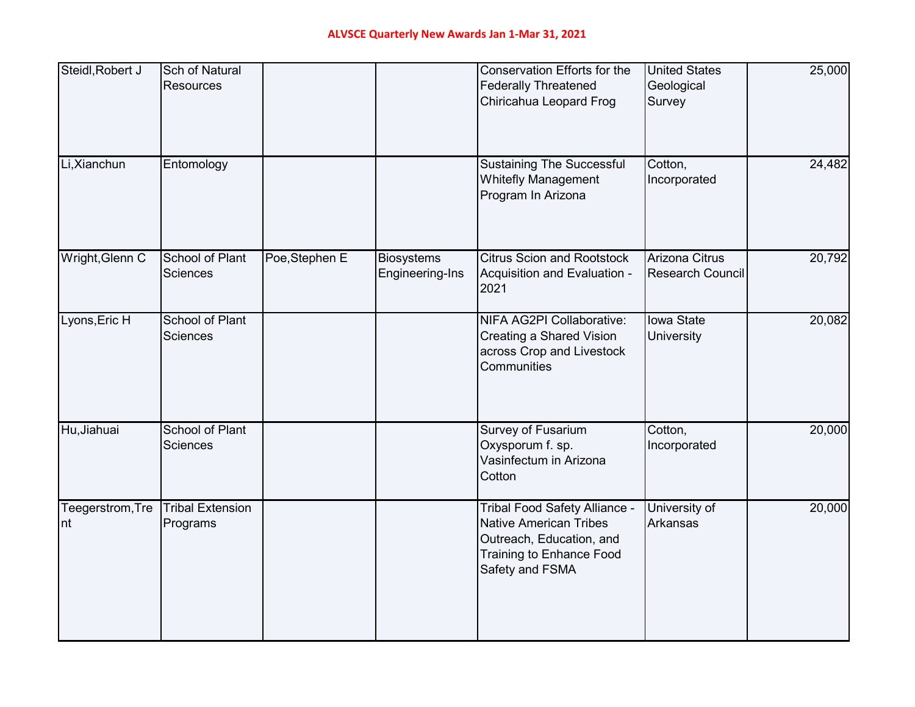| | | | | | | |
|---|---|---|---|---|---|---|
| Steidl,Robert J | Sch of Natural Resources | | | Conservation Efforts for the Federally Threatened Chiricahua Leopard Frog | United States Geological Survey | 25,000 |
| Li,Xianchun | Entomology | | | Sustaining The Successful Whitefly Management Program In Arizona | Cotton, Incorporated | 24,482 |
| Wright,Glenn C | School of Plant Sciences | Poe,Stephen E | Biosystems Engineering-Ins | Citrus Scion and Rootstock Acquisition and Evaluation - 2021 | Arizona Citrus Research Council | 20,792 |
| Lyons,Eric H | School of Plant Sciences | | | NIFA AG2PI Collaborative: Creating a Shared Vision across Crop and Livestock Communities | Iowa State University | 20,082 |
| Hu,Jiahuai | School of Plant Sciences | | | Survey of Fusarium Oxysporum f. sp. Vasinfectum in Arizona Cotton | Cotton, Incorporated | 20,000 |
| Teegerstrom,Trent | Tribal Extension Programs | | | Tribal Food Safety Alliance - Native American Tribes Outreach, Education, and Training to Enhance Food Safety and FSMA | University of Arkansas | 20,000 |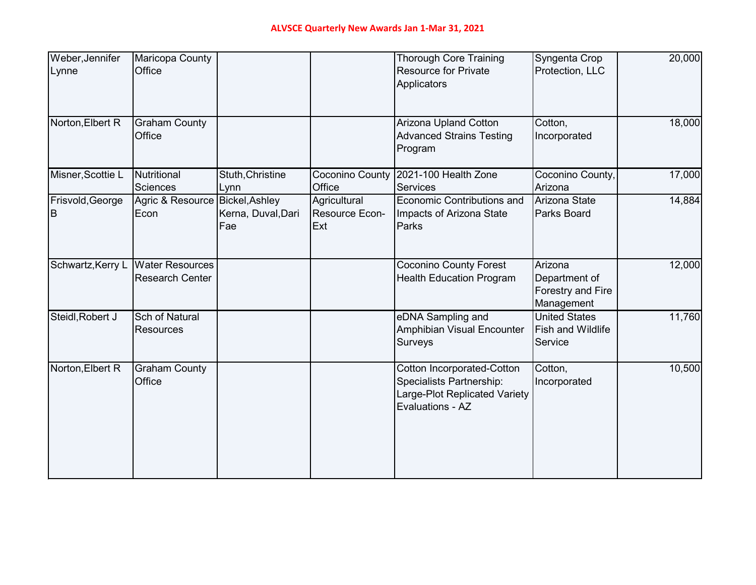**ALVSCE Quarterly New Awards Jan 1-Mar 31, 2021**

| | | | | | | |
|---|---|---|---|---|---|---|
| Weber,Jennifer Lynne | Maricopa County Office | | | Thorough Core Training Resource for Private Applicators | Syngenta Crop Protection, LLC | 20,000 |
| Norton,Elbert R | Graham County Office | | | Arizona Upland Cotton Advanced Strains Testing Program | Cotton, Incorporated | 18,000 |
| Misner,Scottie L | Nutritional Sciences | Stuth,Christine Lynn | Coconino County Office | 2021-100 Health Zone Services | Coconino County, Arizona | 17,000 |
| Frisvold,George B | Agric & Resource Econ | Bickel,Ashley Kerna, Duval,Dari Fae | Agricultural Resource Econ-Ext | Economic Contributions and Impacts of Arizona State Parks | Arizona State Parks Board | 14,884 |
| Schwartz,Kerry L | Water Resources Research Center | | | Coconino County Forest Health Education Program | Arizona Department of Forestry and Fire Management | 12,000 |
| Steidl,Robert J | Sch of Natural Resources | | | eDNA Sampling and Amphibian Visual Encounter Surveys | United States Fish and Wildlife Service | 11,760 |
| Norton,Elbert R | Graham County Office | | | Cotton Incorporated-Cotton Specialists Partnership: Large-Plot Replicated Variety Evaluations - AZ | Cotton, Incorporated | 10,500 |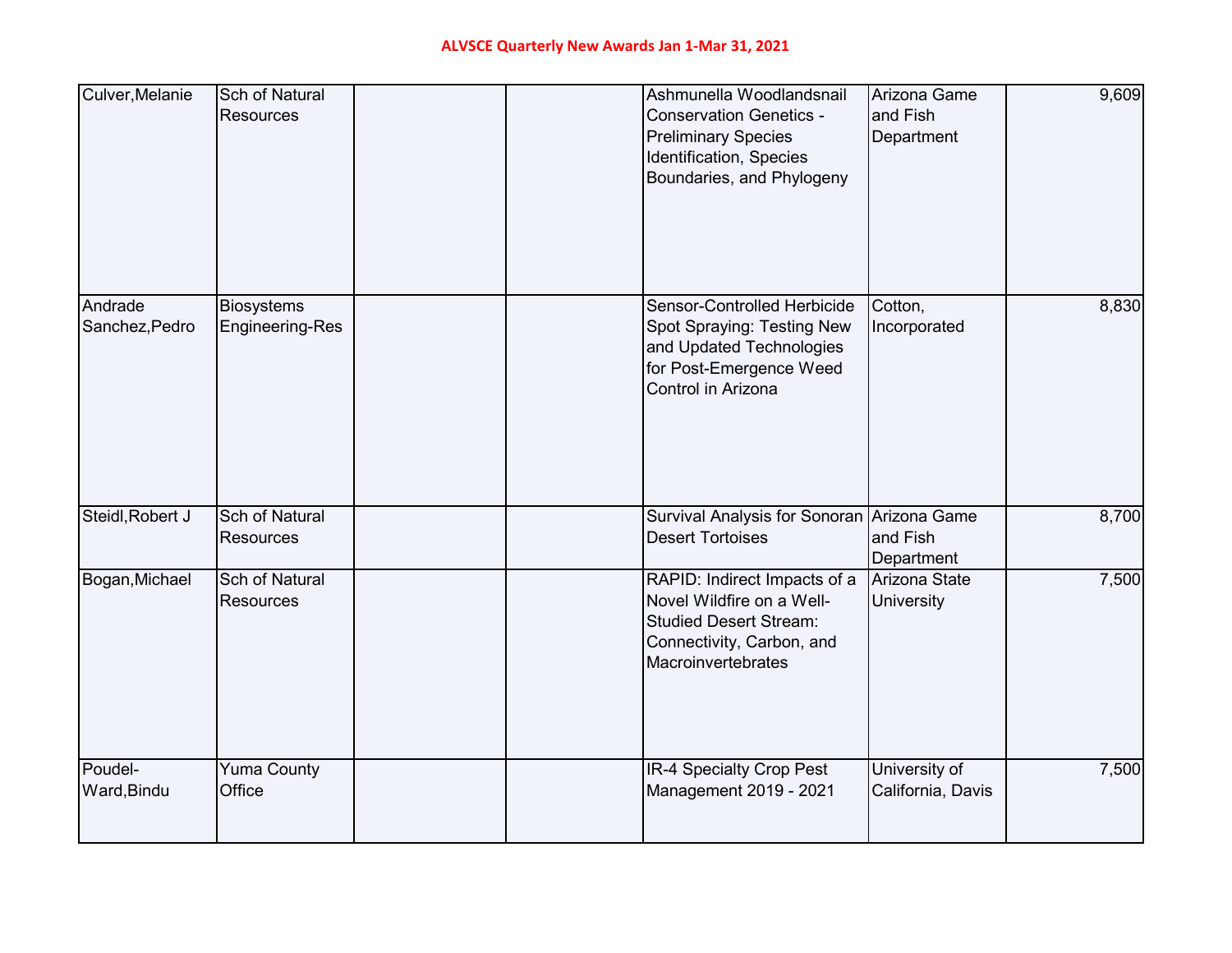ALVSCE Quarterly New Awards Jan 1-Mar 31, 2021

| | | | | | | |
|---|---|---|---|---|---|---|
| Culver,Melanie | Sch of Natural Resources | | | Ashmunella Woodlandsnail Conservation Genetics - Preliminary Species Identification, Species Boundaries, and Phylogeny | Arizona Game and Fish Department | 9,609 |
| Andrade Sanchez,Pedro | Biosystems Engineering-Res | | | Sensor-Controlled Herbicide Spot Spraying: Testing New and Updated Technologies for Post-Emergence Weed Control in Arizona | Cotton, Incorporated | 8,830 |
| Steidl,Robert J | Sch of Natural Resources | | | Survival Analysis for Sonoran Desert Tortoises | Arizona Game and Fish Department | 8,700 |
| Bogan,Michael | Sch of Natural Resources | | | RAPID: Indirect Impacts of a Novel Wildfire on a Well-Studied Desert Stream: Connectivity, Carbon, and Macroinvertebrates | Arizona State University | 7,500 |
| Poudel-Ward,Bindu | Yuma County Office | | | IR-4 Specialty Crop Pest Management 2019 - 2021 | University of California, Davis | 7,500 |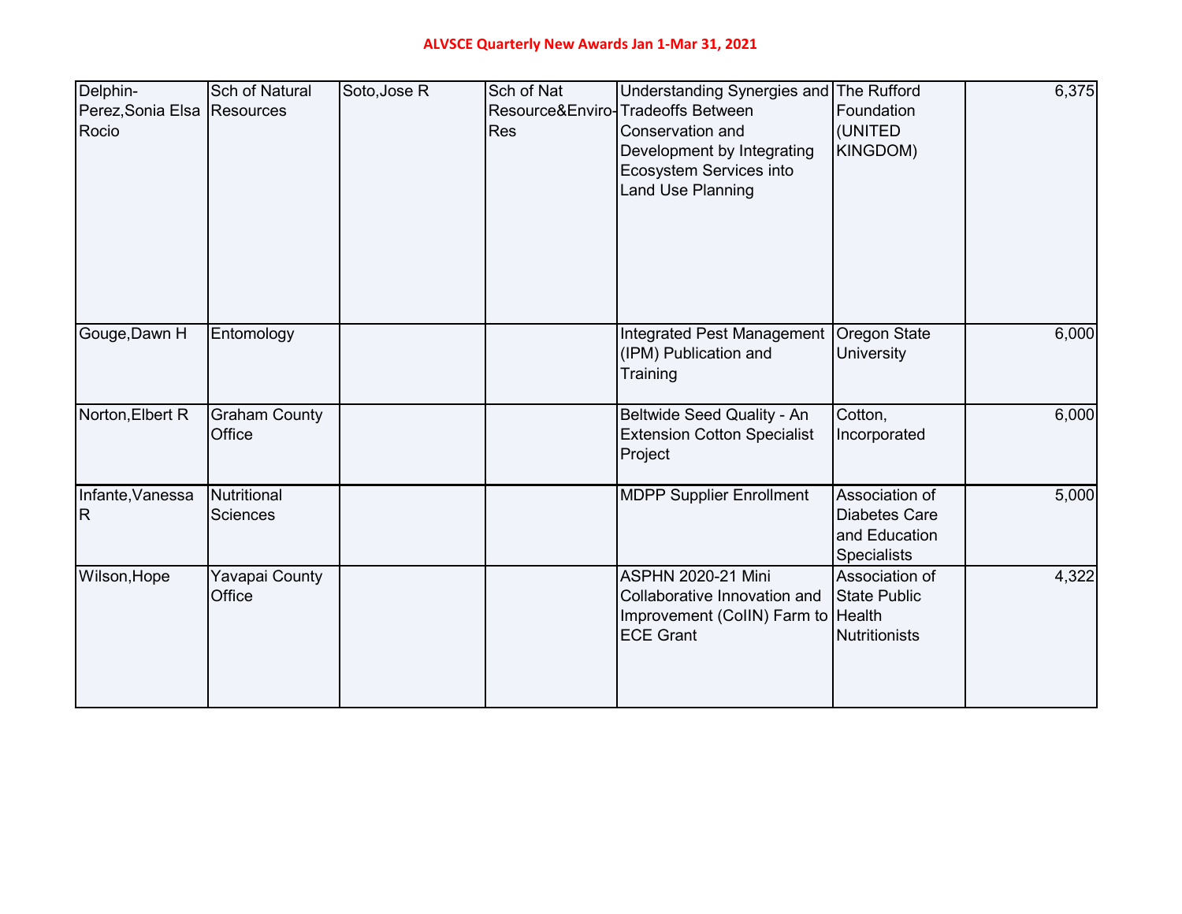## ALVSCE Quarterly New Awards Jan 1-Mar 31, 2021

| | | | | | | |
|---|---|---|---|---|---|---|
| Delphin-Perez,Sonia Elsa Rocio | Sch of Natural Resources | Soto,Jose R | Sch of Nat Resource&Enviro-Res | Understanding Synergies and Tradeoffs Between Conservation and Development by Integrating Ecosystem Services into Land Use Planning | The Rufford Foundation (UNITED KINGDOM) | 6,375 |
| Gouge,Dawn H | Entomology | | | Integrated Pest Management (IPM) Publication and Training | Oregon State University | 6,000 |
| Norton,Elbert R | Graham County Office | | | Beltwide Seed Quality - An Extension Cotton Specialist Project | Cotton, Incorporated | 6,000 |
| Infante,Vanessa R | Nutritional Sciences | | | MDPP Supplier Enrollment | Association of Diabetes Care and Education Specialists | 5,000 |
| Wilson,Hope | Yavapai County Office | | | ASPHN 2020-21 Mini Collaborative Innovation and Improvement (CoIIN) Farm to ECE Grant | Association of State Public Health Nutritionists | 4,322 |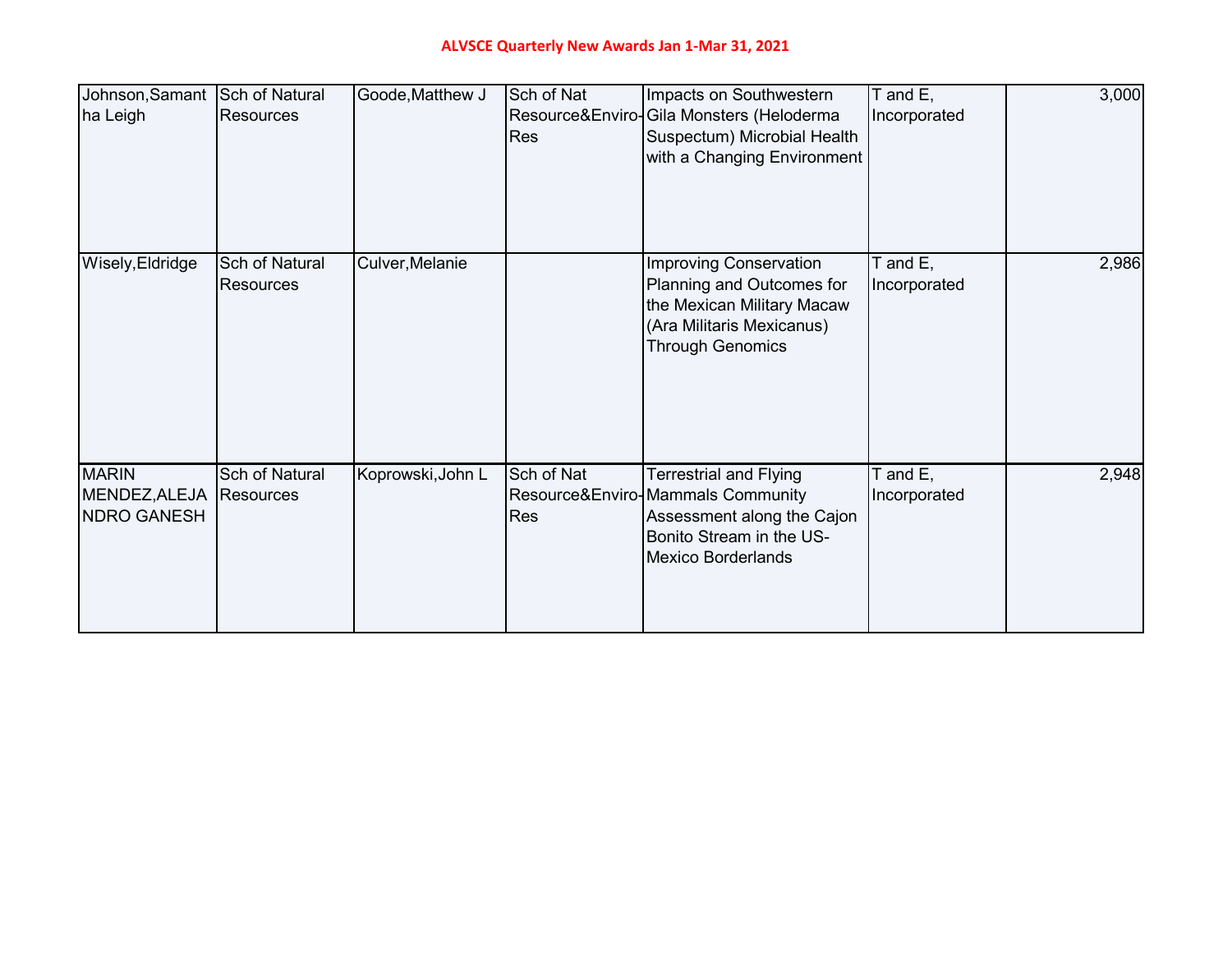**ALVSCE Quarterly New Awards Jan 1-Mar 31, 2021**

| | | | | | | |
|---|---|---|---|---|---|---|
| Johnson,Samantha Leigh | Sch of Natural Resources | Goode,Matthew J | Sch of Nat Resource&Enviro-Res | Impacts on Southwestern Gila Monsters (Heloderma Suspectum) Microbial Health with a Changing Environment | T and E, Incorporated | 3,000 |
| Wisely,Eldridge | Sch of Natural Resources | Culver,Melanie | | Improving Conservation Planning and Outcomes for the Mexican Military Macaw (Ara Militaris Mexicanus) Through Genomics | T and E, Incorporated | 2,986 |
| MARIN MENDEZ,ALEJANDRO GANESH | Sch of Natural Resources | Koprowski,John L | Sch of Nat Resource&Enviro-Res | Terrestrial and Flying Mammals Community Assessment along the Cajon Bonito Stream in the US-Mexico Borderlands | T and E, Incorporated | 2,948 |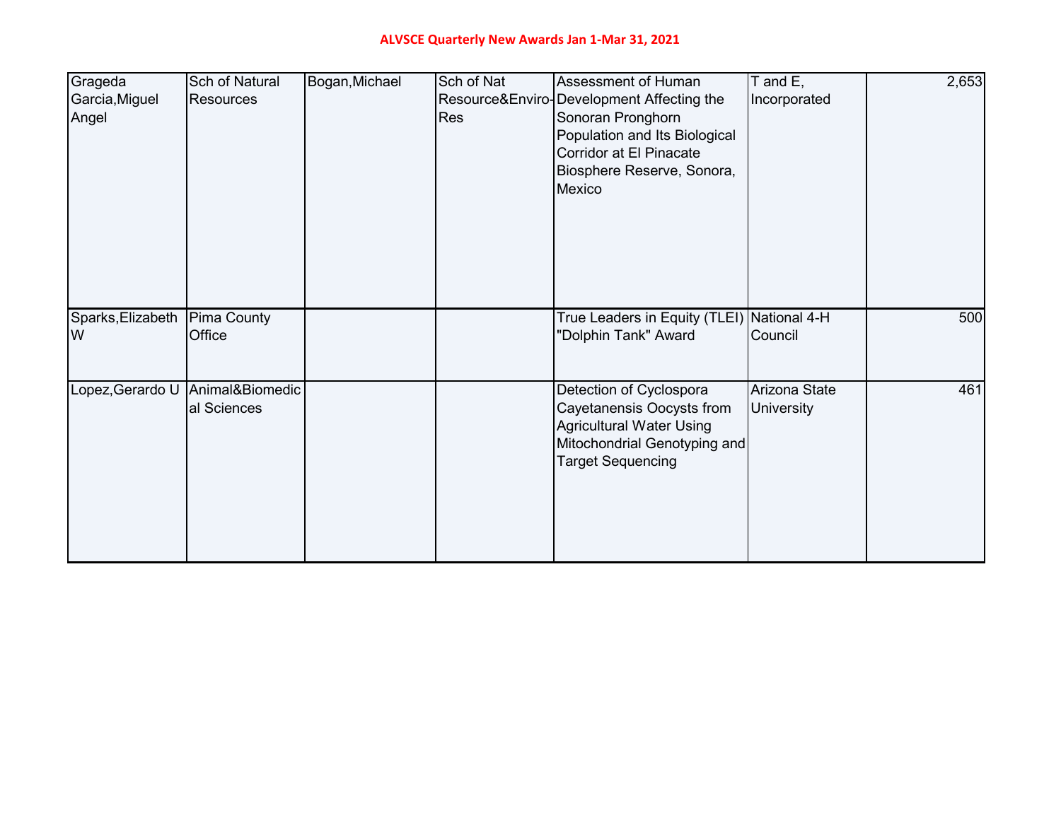# ALVSCE Quarterly New Awards Jan 1-Mar 31, 2021

| | | | | | | |
|---|---|---|---|---|---|---|
| Grageda Garcia,Miguel Angel | Sch of Natural Resources | Bogan,Michael | Sch of Nat Resource&Enviro-Res | Assessment of Human Development Affecting the Sonoran Pronghorn Population and Its Biological Corridor at El Pinacate Biosphere Reserve, Sonora, Mexico | T and E, Incorporated | 2,653 |
| Sparks,Elizabeth W | Pima County Office | | | True Leaders in Equity (TLEI) "Dolphin Tank" Award | National 4-H Council | 500 |
| Lopez,Gerardo U | Animal&Biomedical Sciences | | | Detection of Cyclospora Cayetanensis Oocysts from Agricultural Water Using Mitochondrial Genotyping and Target Sequencing | Arizona State University | 461 |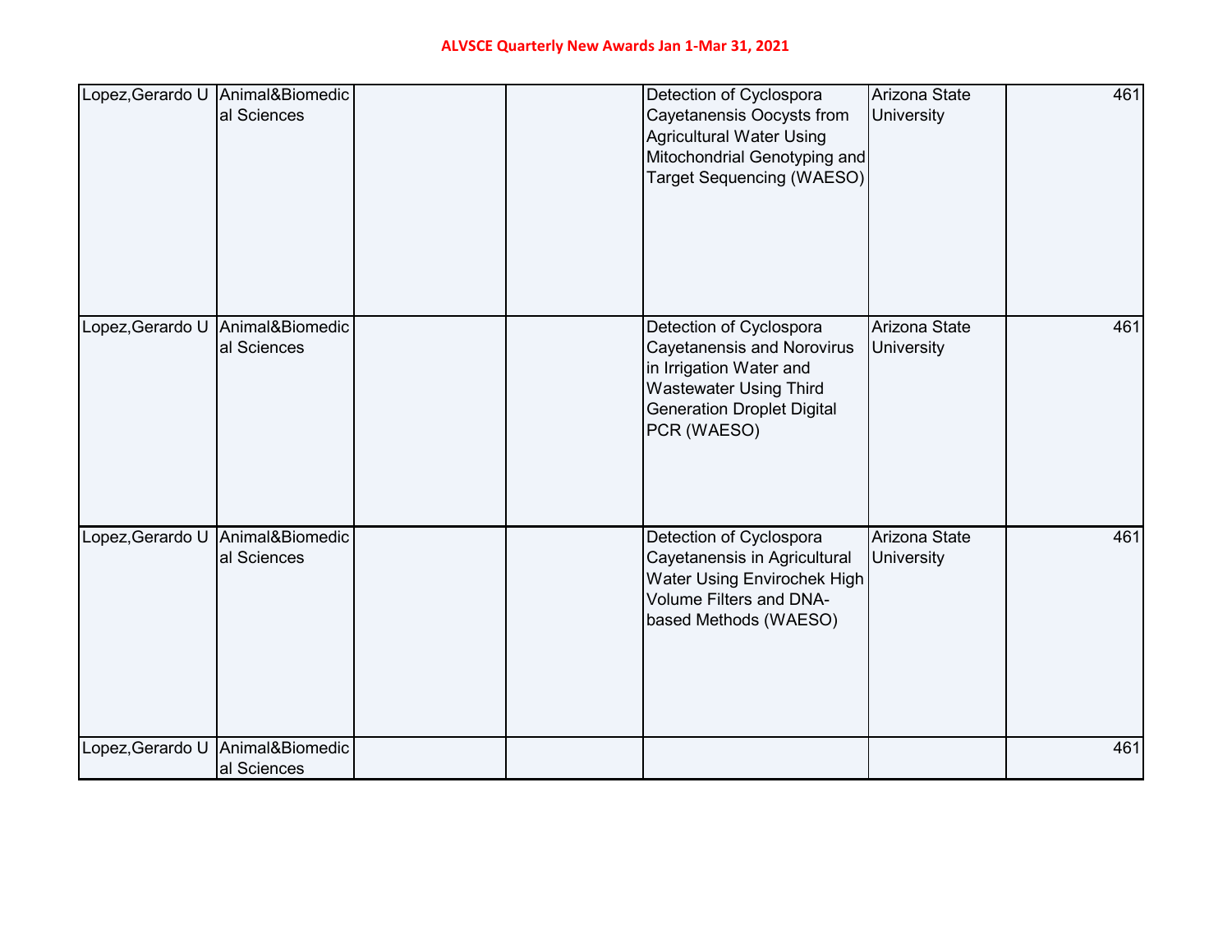**ALVSCE Quarterly New Awards Jan 1-Mar 31, 2021**

| | | | | | | |
|---|---|---|---|---|---|---|
| Lopez,Gerardo U | Animal&Biomedical Sciences | | | Detection of Cyclospora Cayetanensis Oocysts from Agricultural Water Using Mitochondrial Genotyping and Target Sequencing (WAESO) | Arizona State University | 461 |
| Lopez,Gerardo U | Animal&Biomedical Sciences | | | Detection of Cyclospora Cayetanensis and Norovirus in Irrigation Water and Wastewater Using Third Generation Droplet Digital PCR (WAESO) | Arizona State University | 461 |
| Lopez,Gerardo U | Animal&Biomedical Sciences | | | Detection of Cyclospora Cayetanensis in Agricultural Water Using Envirochek High Volume Filters and DNA-based Methods (WAESO) | Arizona State University | 461 |
| Lopez,Gerardo U | Animal&Biomedical Sciences | | | | | 461 |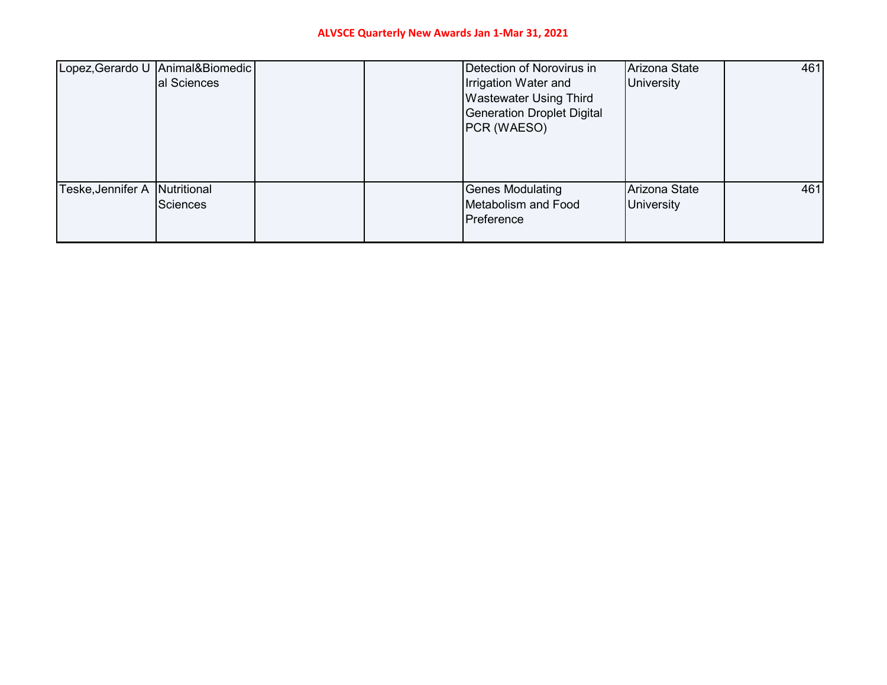**ALVSCE Quarterly New Awards Jan 1-Mar 31, 2021**

| | | | | | | |
|---|---|---|---|---|---|---|
| Lopez,Gerardo U | Animal&Biomedical Sciences | | | Detection of Norovirus in Irrigation Water and Wastewater Using Third Generation Droplet Digital PCR (WAESO) | Arizona State University | 461 |
| Teske,Jennifer A | Nutritional Sciences | | | Genes Modulating Metabolism and Food Preference | Arizona State University | 461 |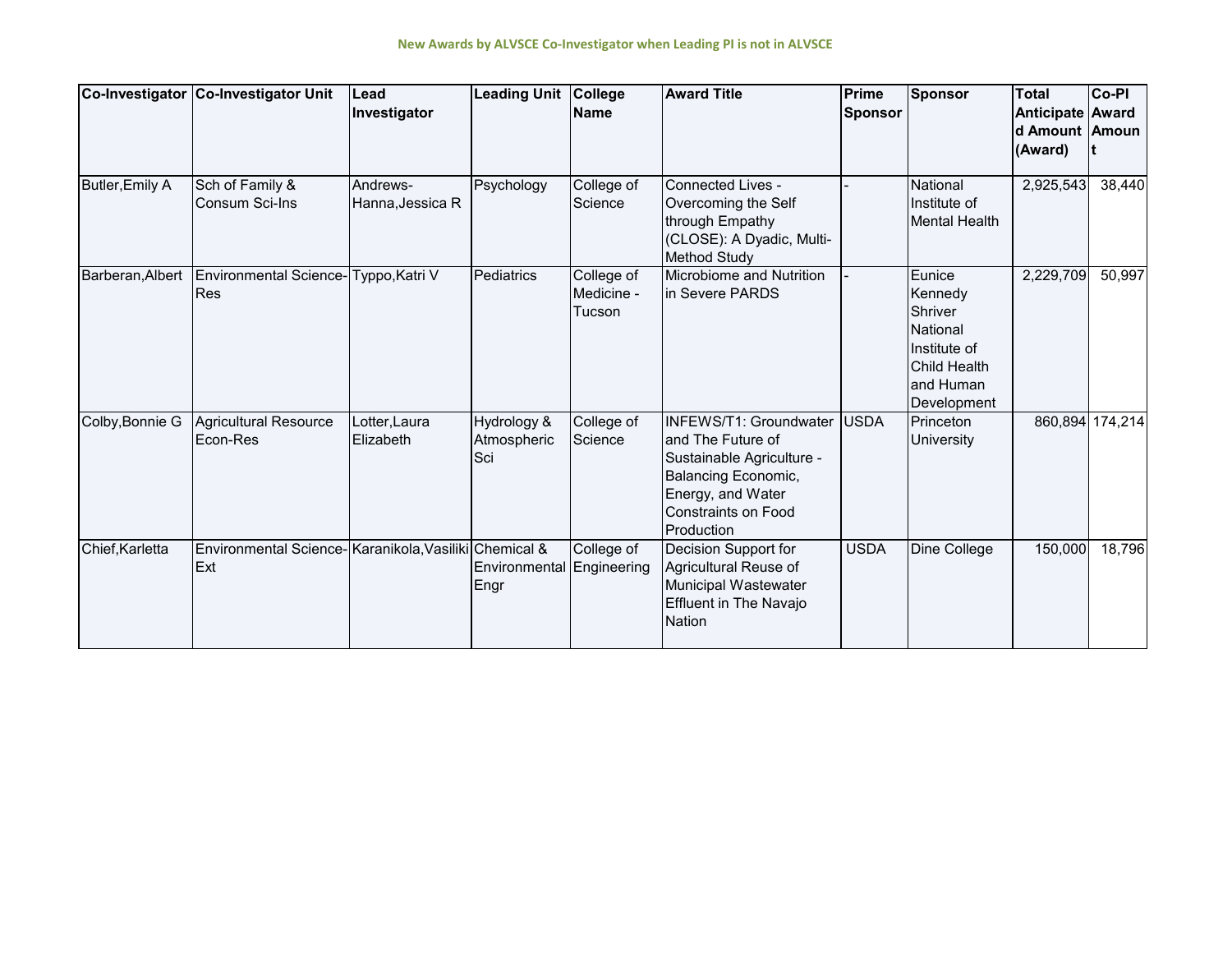### New Awards by ALVSCE Co-Investigator when Leading PI is not in ALVSCE

| Co-Investigator | Co-Investigator Unit | Lead Investigator | Leading Unit | College Name | Award Title | Prime Sponsor | Sponsor | Total Anticipated Amount (Award) | Co-PI Award Amount |
|---|---|---|---|---|---|---|---|---|---|
| Butler,Emily A | Sch of Family & Consum Sci-Ins | Andrews-Hanna,Jessica R | Psychology | College of Science | Connected Lives - Overcoming the Self through Empathy (CLOSE): A Dyadic, Multi-Method Study | - | National Institute of Mental Health | 2,925,543 | 38,440 |
| Barberan,Albert | Environmental Science-Res | Typpo,Katri V | Pediatrics | College of Medicine - Tucson | Microbiome and Nutrition in Severe PARDS | - | Eunice Kennedy Shriver National Institute of Child Health and Human Development | 2,229,709 | 50,997 |
| Colby,Bonnie G | Agricultural Resource Econ-Res | Lotter,Laura Elizabeth | Hydrology & Atmospheric Sci | College of Science | INFEWS/T1: Groundwater and The Future of Sustainable Agriculture - Balancing Economic, Energy, and Water Constraints on Food Production | USDA | Princeton University | 860,894 | 174,214 |
| Chief,Karletta | Environmental Science-Ext | Karanikola,Vasiliki | Chemical & Environmental Engr | College of Engineering | Decision Support for Agricultural Reuse of Municipal Wastewater Effluent in The Navajo Nation | USDA | Dine College | 150,000 | 18,796 |